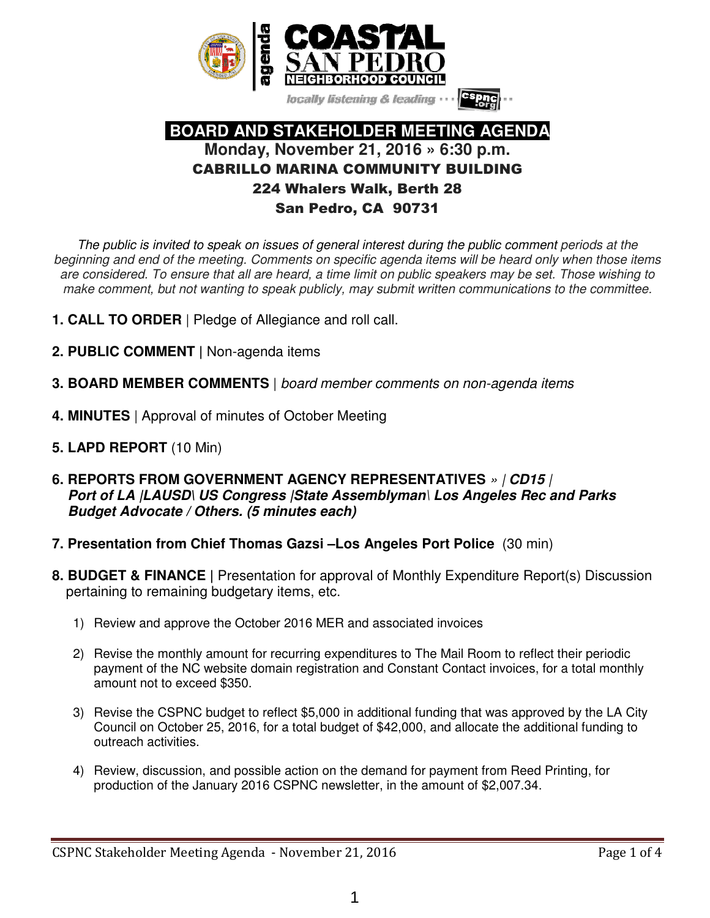# COASTAL SAN PEDRO NEIGHBORHOOD COUNCIL

agenda

*locally listening & leading* ··· cspnc.org ···

## BOARD AND STAKEHOLDER MEETING AGENDA

### Monday, November 21, 2016 » 6:30 p.m.

**CABRILLO MARINA COMMUNITY BUILDING**
**224 Whalers Walk, Berth 28**
**San Pedro, CA 90731**

*The public is invited to speak on issues of general interest during the public comment periods at the beginning and end of the meeting. Comments on specific agenda items will be heard only when those items are considered. To ensure that all are heard, a time limit on public speakers may be set. Those wishing to make comment, but not wanting to speak publicly, may submit written communications to the committee.*

**1. CALL TO ORDER** | Pledge of Allegiance and roll call.

**2. PUBLIC COMMENT |** Non-agenda items

**3. BOARD MEMBER COMMENTS** | *board member comments on non-agenda items*

**4. MINUTES** | Approval of minutes of October Meeting

**5. LAPD REPORT** (10 Min)

**6. REPORTS FROM GOVERNMENT AGENCY REPRESENTATIVES** *» | **CD15 | Port of LA |LAUSD\ US Congress |State Assemblyman\ Los Angeles Rec and Parks Budget Advocate / Others. (5 minutes each)***

**7. Presentation from Chief Thomas Gazsi –Los Angeles Port Police** (30 min)

**8. BUDGET & FINANCE |** Presentation for approval of Monthly Expenditure Report(s) Discussion pertaining to remaining budgetary items, etc.

1) Review and approve the October 2016 MER and associated invoices

2) Revise the monthly amount for recurring expenditures to The Mail Room to reflect their periodic payment of the NC website domain registration and Constant Contact invoices, for a total monthly amount not to exceed $350.

3) Revise the CSPNC budget to reflect $5,000 in additional funding that was approved by the LA City Council on October 25, 2016, for a total budget of $42,000, and allocate the additional funding to outreach activities.

4) Review, discussion, and possible action on the demand for payment from Reed Printing, for production of the January 2016 CSPNC newsletter, in the amount of $2,007.34.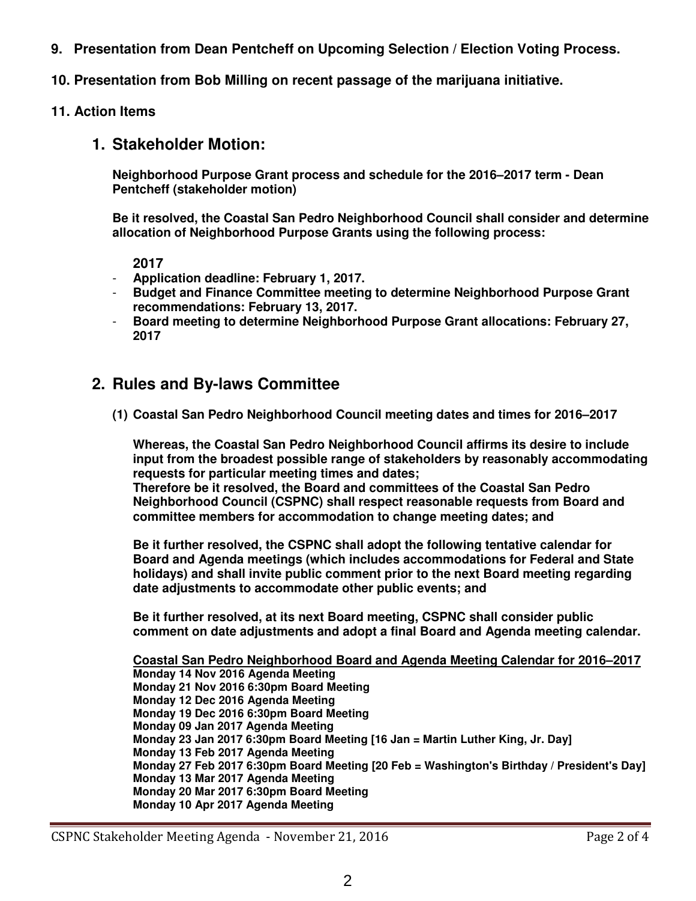**9. Presentation from Dean Pentcheff on Upcoming Selection / Election Voting Process.**

**10. Presentation from Bob Milling on recent passage of the marijuana initiative.**

**11. Action Items**

## 1. Stakeholder Motion:

**Neighborhood Purpose Grant process and schedule for the 2016–2017 term - Dean Pentcheff (stakeholder motion)**

**Be it resolved, the Coastal San Pedro Neighborhood Council shall consider and determine allocation of Neighborhood Purpose Grants using the following process:**

**2017**

- **Application deadline: February 1, 2017.**
- **Budget and Finance Committee meeting to determine Neighborhood Purpose Grant recommendations: February 13, 2017.**
- **Board meeting to determine Neighborhood Purpose Grant allocations: February 27, 2017**

## 2. Rules and By-laws Committee

**(1) Coastal San Pedro Neighborhood Council meeting dates and times for 2016–2017**

**Whereas, the Coastal San Pedro Neighborhood Council affirms its desire to include input from the broadest possible range of stakeholders by reasonably accommodating requests for particular meeting times and dates;**
**Therefore be it resolved, the Board and committees of the Coastal San Pedro Neighborhood Council (CSPNC) shall respect reasonable requests from Board and committee members for accommodation to change meeting dates; and**

**Be it further resolved, the CSPNC shall adopt the following tentative calendar for Board and Agenda meetings (which includes accommodations for Federal and State holidays) and shall invite public comment prior to the next Board meeting regarding date adjustments to accommodate other public events; and**

**Be it further resolved, at its next Board meeting, CSPNC shall consider public comment on date adjustments and adopt a final Board and Agenda meeting calendar.**

**Coastal San Pedro Neighborhood Board and Agenda Meeting Calendar for 2016–2017**
**Monday 14 Nov 2016 Agenda Meeting**
**Monday 21 Nov 2016 6:30pm Board Meeting**
**Monday 12 Dec 2016 Agenda Meeting**
**Monday 19 Dec 2016 6:30pm Board Meeting**
**Monday 09 Jan 2017 Agenda Meeting**
**Monday 23 Jan 2017 6:30pm Board Meeting [16 Jan = Martin Luther King, Jr. Day]**
**Monday 13 Feb 2017 Agenda Meeting**
**Monday 27 Feb 2017 6:30pm Board Meeting [20 Feb = Washington's Birthday / President's Day]**
**Monday 13 Mar 2017 Agenda Meeting**
**Monday 20 Mar 2017 6:30pm Board Meeting**
**Monday 10 Apr 2017 Agenda Meeting**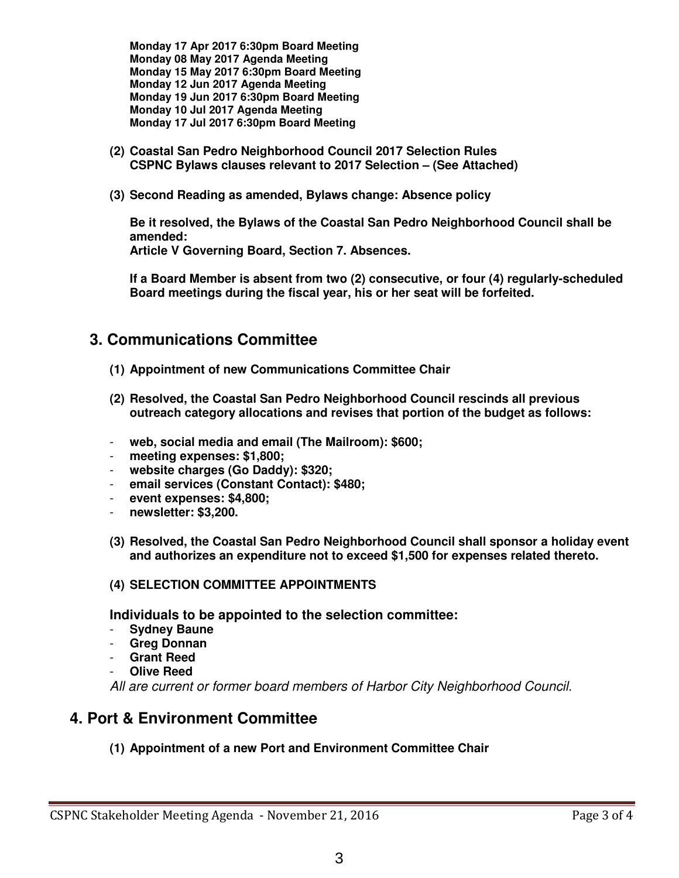**Monday 17 Apr 2017 6:30pm Board Meeting**
**Monday 08 May 2017 Agenda Meeting**
**Monday 15 May 2017 6:30pm Board Meeting**
**Monday 12 Jun 2017 Agenda Meeting**
**Monday 19 Jun 2017 6:30pm Board Meeting**
**Monday 10 Jul 2017 Agenda Meeting**
**Monday 17 Jul 2017 6:30pm Board Meeting**

**(2) Coastal San Pedro Neighborhood Council 2017 Selection Rules**
**CSPNC Bylaws clauses relevant to 2017 Selection – (See Attached)**

**(3) Second Reading as amended, Bylaws change: Absence policy**

**Be it resolved, the Bylaws of the Coastal San Pedro Neighborhood Council shall be amended:**
**Article V Governing Board, Section 7. Absences.**

**If a Board Member is absent from two (2) consecutive, or four (4) regularly-scheduled Board meetings during the fiscal year, his or her seat will be forfeited.**

## 3. Communications Committee

**(1) Appointment of new Communications Committee Chair**

**(2) Resolved, the Coastal San Pedro Neighborhood Council rescinds all previous outreach category allocations and revises that portion of the budget as follows:**

- **web, social media and email (The Mailroom): $600;**
- **meeting expenses: $1,800;**
- **website charges (Go Daddy): $320;**
- **email services (Constant Contact): $480;**
- **event expenses: $4,800;**
- **newsletter: $3,200.**

**(3) Resolved, the Coastal San Pedro Neighborhood Council shall sponsor a holiday event and authorizes an expenditure not to exceed $1,500 for expenses related thereto.**

**(4) SELECTION COMMITTEE APPOINTMENTS**

**Individuals to be appointed to the selection committee:**

- **Sydney Baune**
- **Greg Donnan**
- **Grant Reed**
- **Olive Reed**

*All are current or former board members of Harbor City Neighborhood Council.*

## 4. Port & Environment Committee

**(1) Appointment of a new Port and Environment Committee Chair**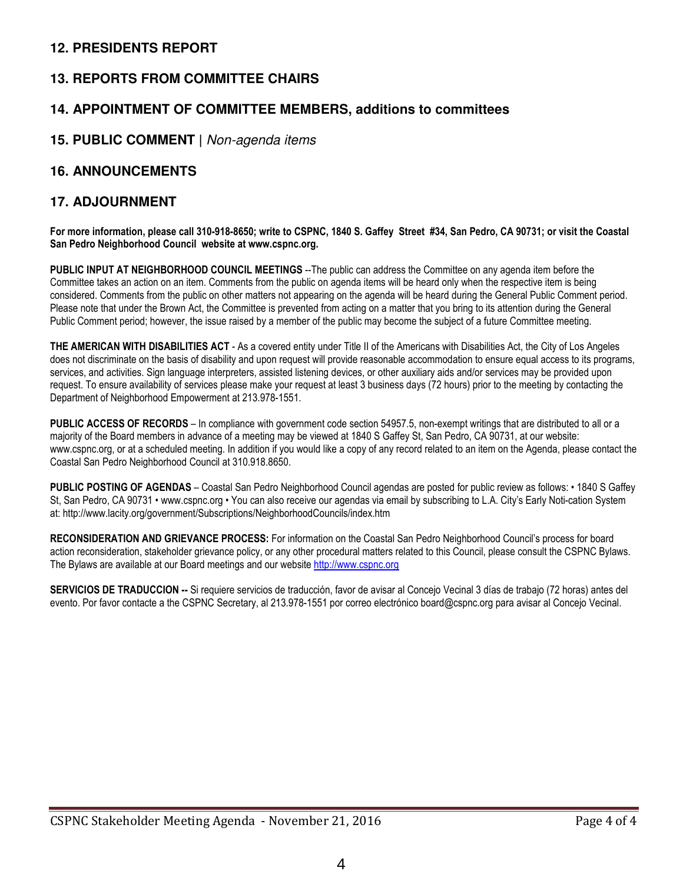## 12. PRESIDENTS REPORT

## 13. REPORTS FROM COMMITTEE CHAIRS

## 14. APPOINTMENT OF COMMITTEE MEMBERS, additions to committees

## 15. PUBLIC COMMENT | *Non-agenda items*

## 16. ANNOUNCEMENTS

## 17. ADJOURNMENT

**For more information, please call 310-918-8650; write to CSPNC, 1840 S. Gaffey Street #34, San Pedro, CA 90731; or visit the Coastal San Pedro Neighborhood Council website at www.cspnc.org.**

**PUBLIC INPUT AT NEIGHBORHOOD COUNCIL MEETINGS** --The public can address the Committee on any agenda item before the Committee takes an action on an item. Comments from the public on agenda items will be heard only when the respective item is being considered. Comments from the public on other matters not appearing on the agenda will be heard during the General Public Comment period. Please note that under the Brown Act, the Committee is prevented from acting on a matter that you bring to its attention during the General Public Comment period; however, the issue raised by a member of the public may become the subject of a future Committee meeting.

**THE AMERICAN WITH DISABILITIES ACT** - As a covered entity under Title II of the Americans with Disabilities Act, the City of Los Angeles does not discriminate on the basis of disability and upon request will provide reasonable accommodation to ensure equal access to its programs, services, and activities. Sign language interpreters, assisted listening devices, or other auxiliary aids and/or services may be provided upon request. To ensure availability of services please make your request at least 3 business days (72 hours) prior to the meeting by contacting the Department of Neighborhood Empowerment at 213.978-1551.

**PUBLIC ACCESS OF RECORDS** – In compliance with government code section 54957.5, non-exempt writings that are distributed to all or a majority of the Board members in advance of a meeting may be viewed at 1840 S Gaffey St, San Pedro, CA 90731, at our website: www.cspnc.org, or at a scheduled meeting. In addition if you would like a copy of any record related to an item on the Agenda, please contact the Coastal San Pedro Neighborhood Council at 310.918.8650.

**PUBLIC POSTING OF AGENDAS** – Coastal San Pedro Neighborhood Council agendas are posted for public review as follows: • 1840 S Gaffey St, San Pedro, CA 90731 • www.cspnc.org • You can also receive our agendas via email by subscribing to L.A. City's Early Noti-cation System at: http://www.lacity.org/government/Subscriptions/NeighborhoodCouncils/index.htm

**RECONSIDERATION AND GRIEVANCE PROCESS:** For information on the Coastal San Pedro Neighborhood Council's process for board action reconsideration, stakeholder grievance policy, or any other procedural matters related to this Council, please consult the CSPNC Bylaws. The Bylaws are available at our Board meetings and our website http://www.cspnc.org

**SERVICIOS DE TRADUCCION --** Si requiere servicios de traducción, favor de avisar al Concejo Vecinal 3 días de trabajo (72 horas) antes del evento. Por favor contacte a the CSPNC Secretary, al 213.978-1551 por correo electrónico board@cspnc.org para avisar al Concejo Vecinal.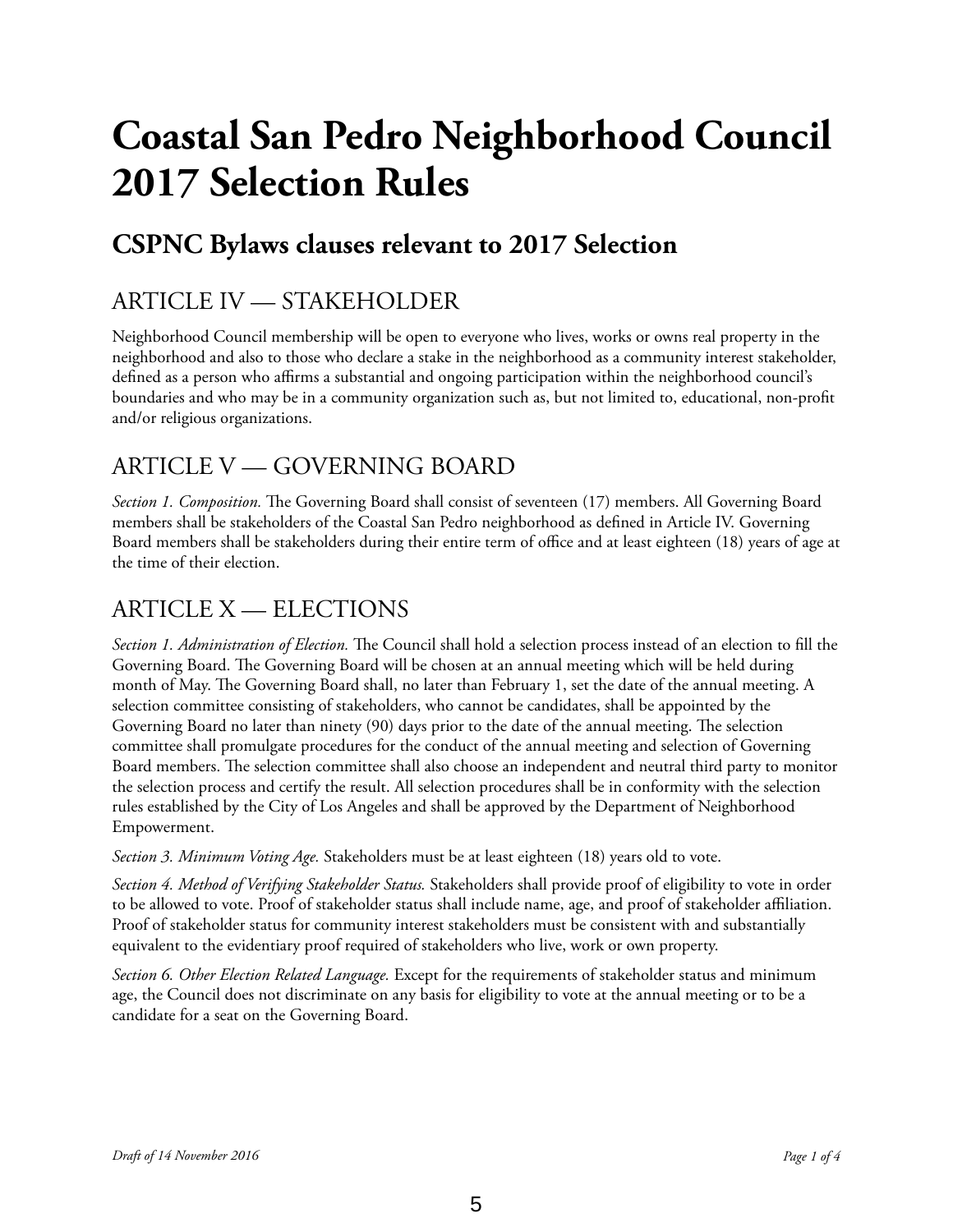# Coastal San Pedro Neighborhood Council 2017 Selection Rules

## CSPNC Bylaws clauses relevant to 2017 Selection

### ARTICLE IV — STAKEHOLDER

Neighborhood Council membership will be open to everyone who lives, works or owns real property in the neighborhood and also to those who declare a stake in the neighborhood as a community interest stakeholder, defined as a person who affirms a substantial and ongoing participation within the neighborhood council's boundaries and who may be in a community organization such as, but not limited to, educational, non-profit and/or religious organizations.

### ARTICLE V — GOVERNING BOARD

*Section 1. Composition.* The Governing Board shall consist of seventeen (17) members. All Governing Board members shall be stakeholders of the Coastal San Pedro neighborhood as defined in Article IV. Governing Board members shall be stakeholders during their entire term of office and at least eighteen (18) years of age at the time of their election.

### ARTICLE X — ELECTIONS

*Section 1. Administration of Election.* The Council shall hold a selection process instead of an election to fill the Governing Board. The Governing Board will be chosen at an annual meeting which will be held during month of May. The Governing Board shall, no later than February 1, set the date of the annual meeting. A selection committee consisting of stakeholders, who cannot be candidates, shall be appointed by the Governing Board no later than ninety (90) days prior to the date of the annual meeting. The selection committee shall promulgate procedures for the conduct of the annual meeting and selection of Governing Board members. The selection committee shall also choose an independent and neutral third party to monitor the selection process and certify the result. All selection procedures shall be in conformity with the selection rules established by the City of Los Angeles and shall be approved by the Department of Neighborhood Empowerment.

*Section 3. Minimum Voting Age.* Stakeholders must be at least eighteen (18) years old to vote.

*Section 4. Method of Verifying Stakeholder Status.* Stakeholders shall provide proof of eligibility to vote in order to be allowed to vote. Proof of stakeholder status shall include name, age, and proof of stakeholder affiliation. Proof of stakeholder status for community interest stakeholders must be consistent with and substantially equivalent to the evidentiary proof required of stakeholders who live, work or own property.

*Section 6. Other Election Related Language.* Except for the requirements of stakeholder status and minimum age, the Council does not discriminate on any basis for eligibility to vote at the annual meeting or to be a candidate for a seat on the Governing Board.

*Draft of 14 November 2016*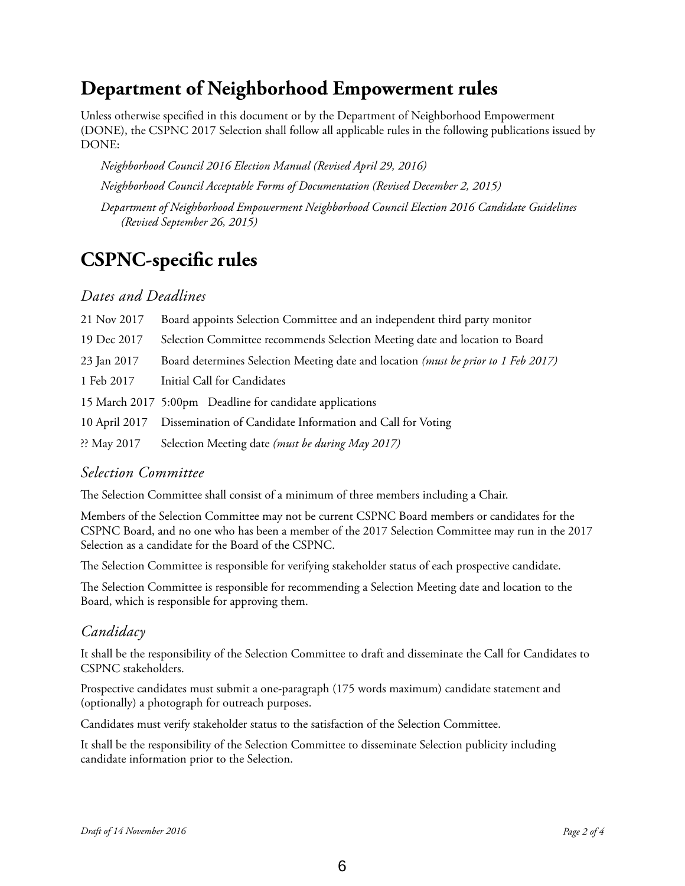# Department of Neighborhood Empowerment rules

Unless otherwise specified in this document or by the Department of Neighborhood Empowerment (DONE), the CSPNC 2017 Selection shall follow all applicable rules in the following publications issued by DONE:

*Neighborhood Council 2016 Election Manual (Revised April 29, 2016)*

*Neighborhood Council Acceptable Forms of Documentation (Revised December 2, 2015)*

*Department of Neighborhood Empowerment Neighborhood Council Election 2016 Candidate Guidelines (Revised September 26, 2015)*

# CSPNC-specific rules

## *Dates and Deadlines*

| | |
|---|---|
| 21 Nov 2017 | Board appoints Selection Committee and an independent third party monitor |
| 19 Dec 2017 | Selection Committee recommends Selection Meeting date and location to Board |
| 23 Jan 2017 | Board determines Selection Meeting date and location *(must be prior to 1 Feb 2017)* |
| 1 Feb 2017 | Initial Call for Candidates |
| 15 March 2017 | 5:00pm Deadline for candidate applications |
| 10 April 2017 | Dissemination of Candidate Information and Call for Voting |
| ?? May 2017 | Selection Meeting date *(must be during May 2017)* |

## *Selection Committee*

The Selection Committee shall consist of a minimum of three members including a Chair.

Members of the Selection Committee may not be current CSPNC Board members or candidates for the CSPNC Board, and no one who has been a member of the 2017 Selection Committee may run in the 2017 Selection as a candidate for the Board of the CSPNC.

The Selection Committee is responsible for verifying stakeholder status of each prospective candidate.

The Selection Committee is responsible for recommending a Selection Meeting date and location to the Board, which is responsible for approving them.

## *Candidacy*

It shall be the responsibility of the Selection Committee to draft and disseminate the Call for Candidates to CSPNC stakeholders.

Prospective candidates must submit a one-paragraph (175 words maximum) candidate statement and (optionally) a photograph for outreach purposes.

Candidates must verify stakeholder status to the satisfaction of the Selection Committee.

It shall be the responsibility of the Selection Committee to disseminate Selection publicity including candidate information prior to the Selection.

*Draft of 14 November 2016*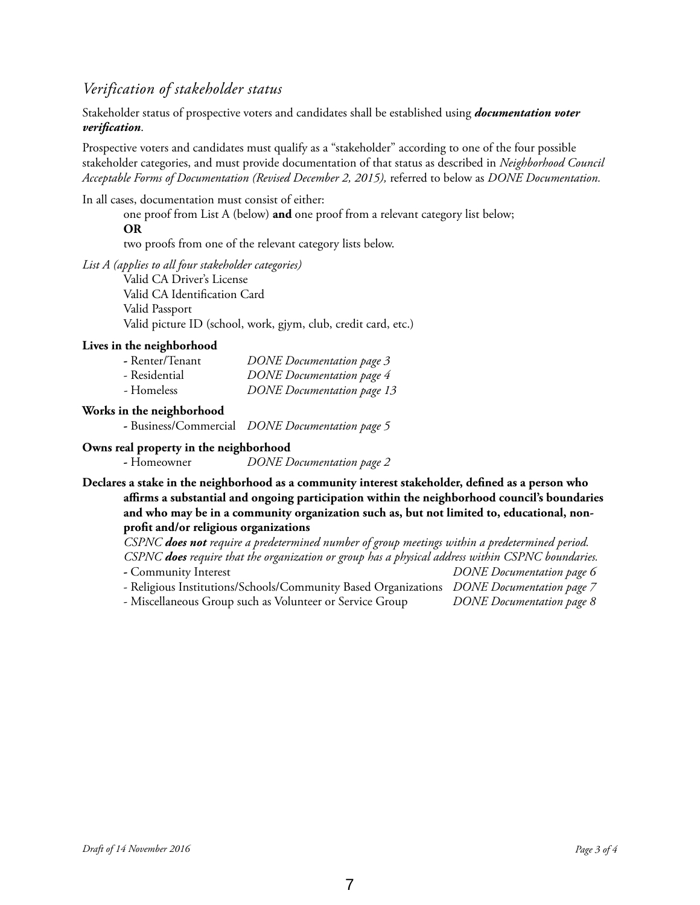## *Verification of stakeholder status*

Stakeholder status of prospective voters and candidates shall be established using ***documentation voter verification***.

Prospective voters and candidates must qualify as a "stakeholder" according to one of the four possible stakeholder categories, and must provide documentation of that status as described in *Neighborhood Council Acceptable Forms of Documentation (Revised December 2, 2015),* referred to below as *DONE Documentation.*

In all cases, documentation must consist of either:

one proof from List A (below) **and** one proof from a relevant category list below;

**OR**

two proofs from one of the relevant category lists below.

*List A (applies to all four stakeholder categories)*

Valid CA Driver's License
Valid CA Identification Card
Valid Passport
Valid picture ID (school, work, gjym, club, credit card, etc.)

**Lives in the neighborhood**

- Renter/Tenant — *DONE Documentation page 3*
- Residential — *DONE Documentation page 4*
- Homeless — *DONE Documentation page 13*

**Works in the neighborhood**

- Business/Commercial — *DONE Documentation page 5*

**Owns real property in the neighborhood**

- Homeowner — *DONE Documentation page 2*

**Declares a stake in the neighborhood as a community interest stakeholder, defined as a person who affirms a substantial and ongoing participation within the neighborhood council's boundaries and who may be in a community organization such as, but not limited to, educational, non-profit and/or religious organizations**

*CSPNC **does not** require a predetermined number of group meetings within a predetermined period.*
*CSPNC **does** require that the organization or group has a physical address within CSPNC boundaries.*

- Community Interest — *DONE Documentation page 6*
- Religious Institutions/Schools/Community Based Organizations — *DONE Documentation page 7*
- Miscellaneous Group such as Volunteer or Service Group — *DONE Documentation page 8*

*Draft of 14 November 2016*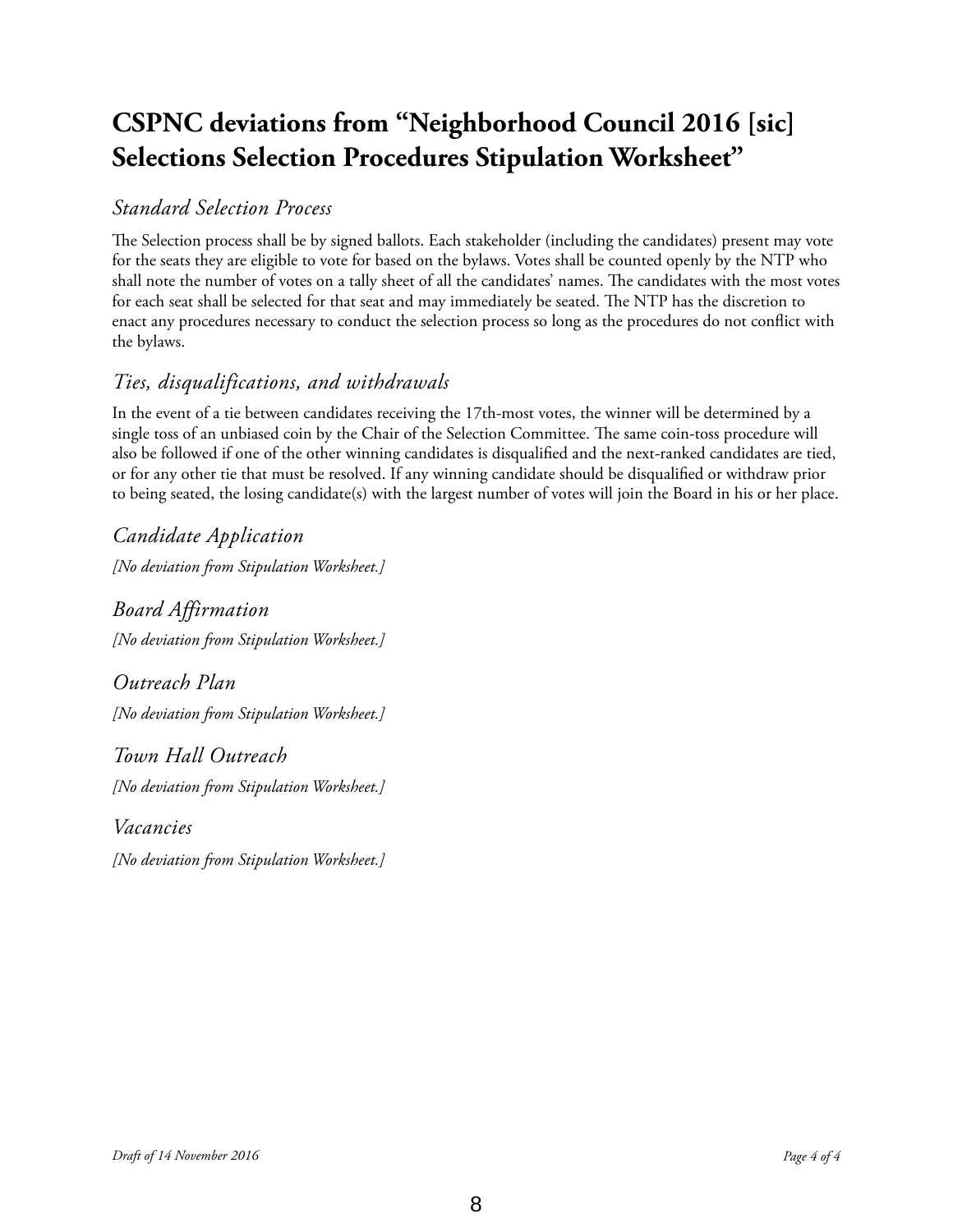# CSPNC deviations from "Neighborhood Council 2016 [sic] Selections Selection Procedures Stipulation Worksheet"

## *Standard Selection Process*

The Selection process shall be by signed ballots. Each stakeholder (including the candidates) present may vote for the seats they are eligible to vote for based on the bylaws. Votes shall be counted openly by the NTP who shall note the number of votes on a tally sheet of all the candidates' names. The candidates with the most votes for each seat shall be selected for that seat and may immediately be seated. The NTP has the discretion to enact any procedures necessary to conduct the selection process so long as the procedures do not conflict with the bylaws.

## *Ties, disqualifications, and withdrawals*

In the event of a tie between candidates receiving the 17th-most votes, the winner will be determined by a single toss of an unbiased coin by the Chair of the Selection Committee. The same coin-toss procedure will also be followed if one of the other winning candidates is disqualified and the next-ranked candidates are tied, or for any other tie that must be resolved. If any winning candidate should be disqualified or withdraw prior to being seated, the losing candidate(s) with the largest number of votes will join the Board in his or her place.

## *Candidate Application*

*[No deviation from Stipulation Worksheet.]*

## *Board Affirmation*

*[No deviation from Stipulation Worksheet.]*

## *Outreach Plan*

*[No deviation from Stipulation Worksheet.]*

## *Town Hall Outreach*

*[No deviation from Stipulation Worksheet.]*

## *Vacancies*

*[No deviation from Stipulation Worksheet.]*

*Draft of 14 November 2016*